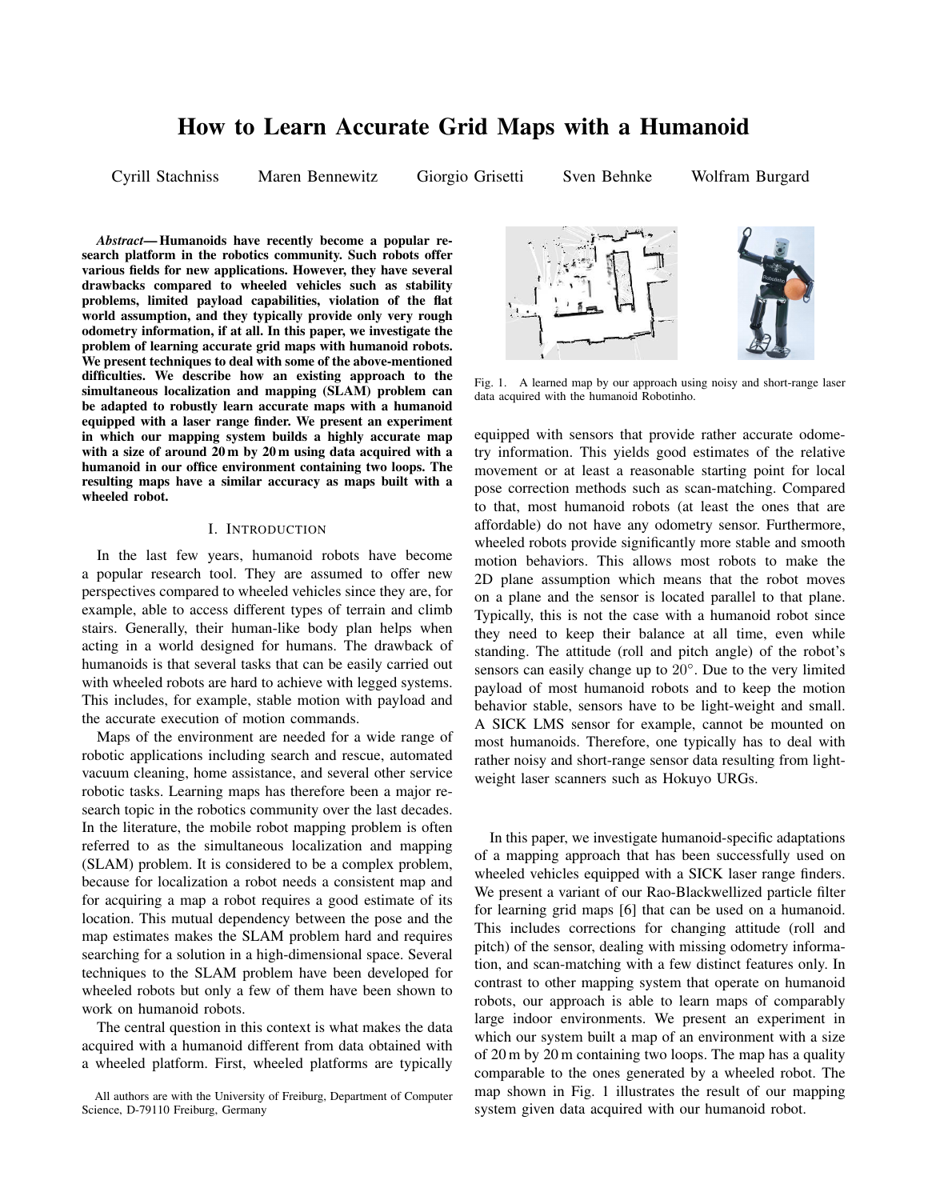# How to Learn Accurate Grid Maps with a Humanoid

Cyrill Stachniss  Maren Bennewitz  Giorgio Grisetti  Sven Behnke  Wolfram Burgard

***Abstract*— Humanoids have recently become a popular research platform in the robotics community. Such robots offer various fields for new applications. However, they have several drawbacks compared to wheeled vehicles such as stability problems, limited payload capabilities, violation of the flat world assumption, and they typically provide only very rough odometry information, if at all. In this paper, we investigate the problem of learning accurate grid maps with humanoid robots. We present techniques to deal with some of the above-mentioned difficulties. We describe how an existing approach to the simultaneous localization and mapping (SLAM) problem can be adapted to robustly learn accurate maps with a humanoid equipped with a laser range finder. We present an experiment in which our mapping system builds a highly accurate map with a size of around 20 m by 20 m using data acquired with a humanoid in our office environment containing two loops. The resulting maps have a similar accuracy as maps built with a wheeled robot.**

## I. Introduction

In the last few years, humanoid robots have become a popular research tool. They are assumed to offer new perspectives compared to wheeled vehicles since they are, for example, able to access different types of terrain and climb stairs. Generally, their human-like body plan helps when acting in a world designed for humans. The drawback of humanoids is that several tasks that can be easily carried out with wheeled robots are hard to achieve with legged systems. This includes, for example, stable motion with payload and the accurate execution of motion commands.

Maps of the environment are needed for a wide range of robotic applications including search and rescue, automated vacuum cleaning, home assistance, and several other service robotic tasks. Learning maps has therefore been a major research topic in the robotics community over the last decades. In the literature, the mobile robot mapping problem is often referred to as the simultaneous localization and mapping (SLAM) problem. It is considered to be a complex problem, because for localization a robot needs a consistent map and for acquiring a map a robot requires a good estimate of its location. This mutual dependency between the pose and the map estimates makes the SLAM problem hard and requires searching for a solution in a high-dimensional space. Several techniques to the SLAM problem have been developed for wheeled robots but only a few of them have been shown to work on humanoid robots.

The central question in this context is what makes the data acquired with a humanoid different from data obtained with a wheeled platform. First, wheeled platforms are typically equipped with sensors that provide rather accurate odometry information. This yields good estimates of the relative movement or at least a reasonable starting point for local pose correction methods such as scan-matching. Compared to that, most humanoid robots (at least the ones that are affordable) do not have any odometry sensor. Furthermore, wheeled robots provide significantly more stable and smooth motion behaviors. This allows most robots to make the 2D plane assumption which means that the robot moves on a plane and the sensor is located parallel to that plane. Typically, this is not the case with a humanoid robot since they need to keep their balance at all time, even while standing. The attitude (roll and pitch angle) of the robot's sensors can easily change up to $20^{\circ}$. Due to the very limited payload of most humanoid robots and to keep the motion behavior stable, sensors have to be light-weight and small. A SICK LMS sensor for example, cannot be mounted on most humanoids. Therefore, one typically has to deal with rather noisy and short-range sensor data resulting from light-weight laser scanners such as Hokuyo URGs.

Fig. 1. A learned map by our approach using noisy and short-range laser data acquired with the humanoid Robotinho.

In this paper, we investigate humanoid-specific adaptations of a mapping approach that has been successfully used on wheeled vehicles equipped with a SICK laser range finders. We present a variant of our Rao-Blackwellized particle filter for learning grid maps [6] that can be used on a humanoid. This includes corrections for changing attitude (roll and pitch) of the sensor, dealing with missing odometry information, and scan-matching with a few distinct features only. In contrast to other mapping system that operate on humanoid robots, our approach is able to learn maps of comparably large indoor environments. We present an experiment in which our system built a map of an environment with a size of 20 m by 20 m containing two loops. The map has a quality comparable to the ones generated by a wheeled robot. The map shown in Fig. 1 illustrates the result of our mapping system given data acquired with our humanoid robot.

All authors are with the University of Freiburg, Department of Computer Science, D-79110 Freiburg, Germany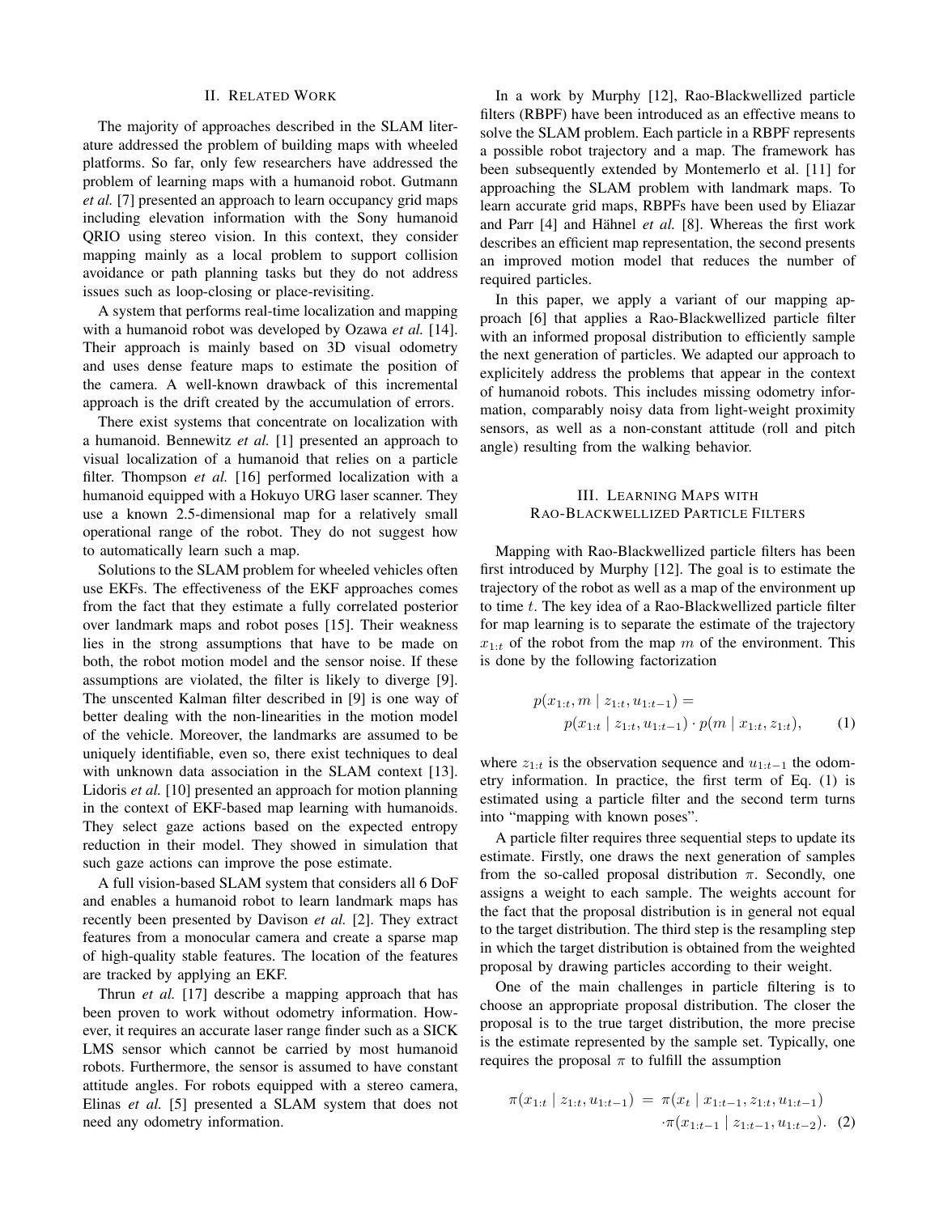## II. Related Work

The majority of approaches described in the SLAM literature addressed the problem of building maps with wheeled platforms. So far, only few researchers have addressed the problem of learning maps with a humanoid robot. Gutmann *et al.* [7] presented an approach to learn occupancy grid maps including elevation information with the Sony humanoid QRIO using stereo vision. In this context, they consider mapping mainly as a local problem to support collision avoidance or path planning tasks but they do not address issues such as loop-closing or place-revisiting.

A system that performs real-time localization and mapping with a humanoid robot was developed by Ozawa *et al.* [14]. Their approach is mainly based on 3D visual odometry and uses dense feature maps to estimate the position of the camera. A well-known drawback of this incremental approach is the drift created by the accumulation of errors.

There exist systems that concentrate on localization with a humanoid. Bennewitz *et al.* [1] presented an approach to visual localization of a humanoid that relies on a particle filter. Thompson *et al.* [16] performed localization with a humanoid equipped with a Hokuyo URG laser scanner. They use a known 2.5-dimensional map for a relatively small operational range of the robot. They do not suggest how to automatically learn such a map.

Solutions to the SLAM problem for wheeled vehicles often use EKFs. The effectiveness of the EKF approaches comes from the fact that they estimate a fully correlated posterior over landmark maps and robot poses [15]. Their weakness lies in the strong assumptions that have to be made on both, the robot motion model and the sensor noise. If these assumptions are violated, the filter is likely to diverge [9]. The unscented Kalman filter described in [9] is one way of better dealing with the non-linearities in the motion model of the vehicle. Moreover, the landmarks are assumed to be uniquely identifiable, even so, there exist techniques to deal with unknown data association in the SLAM context [13]. Lidoris *et al.* [10] presented an approach for motion planning in the context of EKF-based map learning with humanoids. They select gaze actions based on the expected entropy reduction in their model. They showed in simulation that such gaze actions can improve the pose estimate.

A full vision-based SLAM system that considers all 6 DoF and enables a humanoid robot to learn landmark maps has recently been presented by Davison *et al.* [2]. They extract features from a monocular camera and create a sparse map of high-quality stable features. The location of the features are tracked by applying an EKF.

Thrun *et al.* [17] describe a mapping approach that has been proven to work without odometry information. However, it requires an accurate laser range finder such as a SICK LMS sensor which cannot be carried by most humanoid robots. Furthermore, the sensor is assumed to have constant attitude angles. For robots equipped with a stereo camera, Elinas *et al.* [5] presented a SLAM system that does not need any odometry information.

In a work by Murphy [12], Rao-Blackwellized particle filters (RBPF) have been introduced as an effective means to solve the SLAM problem. Each particle in a RBPF represents a possible robot trajectory and a map. The framework has been subsequently extended by Montemerlo et al. [11] for approaching the SLAM problem with landmark maps. To learn accurate grid maps, RBPFs have been used by Eliazar and Parr [4] and Hähnel *et al.* [8]. Whereas the first work describes an efficient map representation, the second presents an improved motion model that reduces the number of required particles.

In this paper, we apply a variant of our mapping approach [6] that applies a Rao-Blackwellized particle filter with an informed proposal distribution to efficiently sample the next generation of particles. We adapted our approach to explicitely address the problems that appear in the context of humanoid robots. This includes missing odometry information, comparably noisy data from light-weight proximity sensors, as well as a non-constant attitude (roll and pitch angle) resulting from the walking behavior.

## III. Learning Maps with Rao-Blackwellized Particle Filters

Mapping with Rao-Blackwellized particle filters has been first introduced by Murphy [12]. The goal is to estimate the trajectory of the robot as well as a map of the environment up to time $t$. The key idea of a Rao-Blackwellized particle filter for map learning is to separate the estimate of the trajectory $x_{1:t}$ of the robot from the map $m$ of the environment. This is done by the following factorization

$$p(x_{1:t}, m \mid z_{1:t}, u_{1:t-1}) = p(x_{1:t} \mid z_{1:t}, u_{1:t-1}) \cdot p(m \mid x_{1:t}, z_{1:t}), \tag{1}$$

where $z_{1:t}$ is the observation sequence and $u_{1:t-1}$ the odometry information. In practice, the first term of Eq. (1) is estimated using a particle filter and the second term turns into "mapping with known poses".

A particle filter requires three sequential steps to update its estimate. Firstly, one draws the next generation of samples from the so-called proposal distribution $\pi$. Secondly, one assigns a weight to each sample. The weights account for the fact that the proposal distribution is in general not equal to the target distribution. The third step is the resampling step in which the target distribution is obtained from the weighted proposal by drawing particles according to their weight.

One of the main challenges in particle filtering is to choose an appropriate proposal distribution. The closer the proposal is to the true target distribution, the more precise is the estimate represented by the sample set. Typically, one requires the proposal $\pi$ to fulfill the assumption

$$\pi(x_{1:t} \mid z_{1:t}, u_{1:t-1}) = \pi(x_t \mid x_{1:t-1}, z_{1:t}, u_{1:t-1}) \cdot \pi(x_{1:t-1} \mid z_{1:t-1}, u_{1:t-2}). \tag{2}$$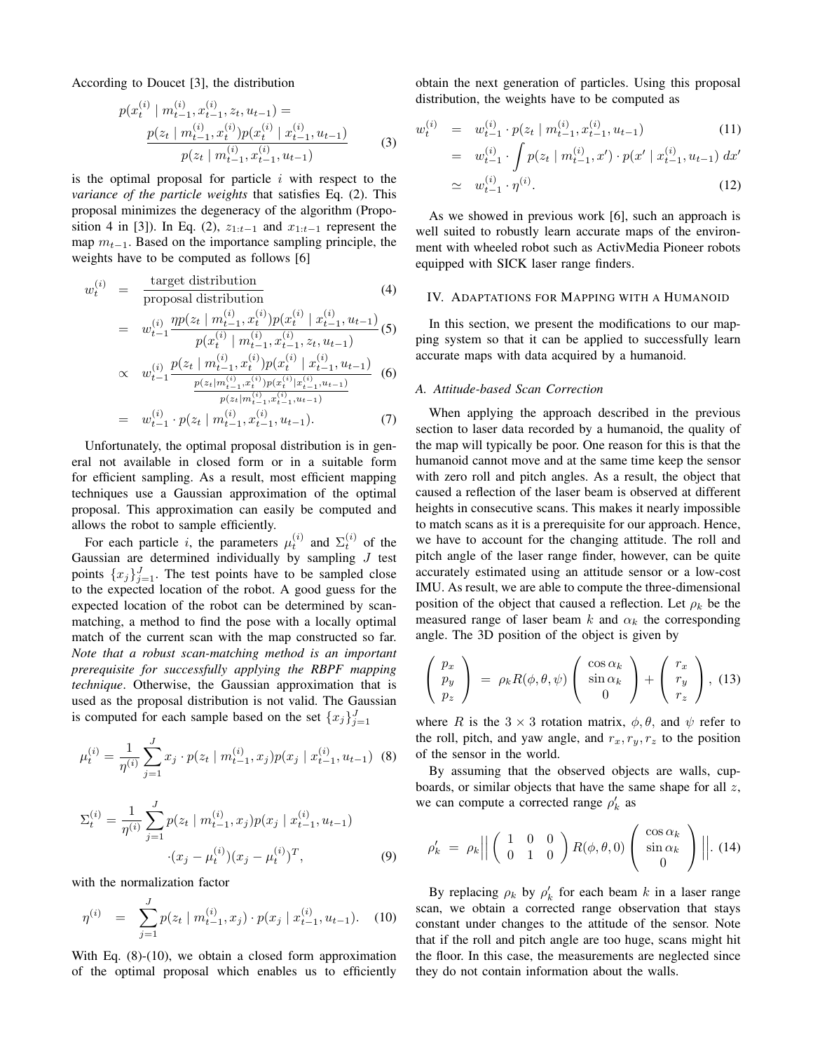According to Doucet [3], the distribution

$$p(x_t^{(i)} \mid m_{t-1}^{(i)}, x_{t-1}^{(i)}, z_t, u_{t-1}) = \frac{p(z_t \mid m_{t-1}^{(i)}, x_t^{(i)}) p(x_t^{(i)} \mid x_{t-1}^{(i)}, u_{t-1})}{p(z_t \mid m_{t-1}^{(i)}, x_{t-1}^{(i)}, u_{t-1})} \tag{3}$$

is the optimal proposal for particle $i$ with respect to the *variance of the particle weights* that satisfies Eq. (2). This proposal minimizes the degeneracy of the algorithm (Proposition 4 in [3]). In Eq. (2), $z_{1:t-1}$ and $x_{1:t-1}$ represent the map $m_{t-1}$. Based on the importance sampling principle, the weights have to be computed as follows [6]

$$\begin{aligned}
w_t^{(i)} &= \frac{\text{target distribution}}{\text{proposal distribution}} && (4)\\
&= w_{t-1}^{(i)} \frac{\eta p(z_t \mid m_{t-1}^{(i)}, x_t^{(i)}) p(x_t^{(i)} \mid x_{t-1}^{(i)}, u_{t-1})}{p(x_t^{(i)} \mid m_{t-1}^{(i)}, x_{t-1}^{(i)}, z_t, u_{t-1})} && (5)\\
&\propto w_{t-1}^{(i)} \frac{p(z_t \mid m_{t-1}^{(i)}, x_t^{(i)}) p(x_t^{(i)} \mid x_{t-1}^{(i)}, u_{t-1})}{\frac{p(z_t \mid m_{t-1}^{(i)}, x_t^{(i)}) p(x_t^{(i)} \mid x_{t-1}^{(i)}, u_{t-1})}{p(z_t \mid m_{t-1}^{(i)}, x_{t-1}^{(i)}, u_{t-1})}} && (6)\\
&= w_{t-1}^{(i)} \cdot p(z_t \mid m_{t-1}^{(i)}, x_{t-1}^{(i)}, u_{t-1}). && (7)
\end{aligned}$$

Unfortunately, the optimal proposal distribution is in general not available in closed form or in a suitable form for efficient sampling. As a result, most efficient mapping techniques use a Gaussian approximation of the optimal proposal. This approximation can easily be computed and allows the robot to sample efficiently.

For each particle $i$, the parameters $\mu_t^{(i)}$ and $\Sigma_t^{(i)}$ of the Gaussian are determined individually by sampling $J$ test points $\{x_j\}_{j=1}^J$. The test points have to be sampled close to the expected location of the robot. A good guess for the expected location of the robot can be determined by scan-matching, a method to find the pose with a locally optimal match of the current scan with the map constructed so far. *Note that a robust scan-matching method is an important prerequisite for successfully applying the RBPF mapping technique*. Otherwise, the Gaussian approximation that is used as the proposal distribution is not valid. The Gaussian is computed for each sample based on the set $\{x_j\}_{j=1}^J$

$$\mu_t^{(i)} = \frac{1}{\eta^{(i)}} \sum_{j=1}^{J} x_j \cdot p(z_t \mid m_{t-1}^{(i)}, x_j) p(x_j \mid x_{t-1}^{(i)}, u_{t-1}) \tag{8}$$

$$\Sigma_t^{(i)} = \frac{1}{\eta^{(i)}} \sum_{j=1}^{J} p(z_t \mid m_{t-1}^{(i)}, x_j) p(x_j \mid x_{t-1}^{(i)}, u_{t-1}) \cdot (x_j - \mu_t^{(i)})(x_j - \mu_t^{(i)})^T, \tag{9}$$

with the normalization factor

$$\eta^{(i)} = \sum_{j=1}^{J} p(z_t \mid m_{t-1}^{(i)}, x_j) \cdot p(x_j \mid x_{t-1}^{(i)}, u_{t-1}). \tag{10}$$

With Eq. (8)-(10), we obtain a closed form approximation of the optimal proposal which enables us to efficiently obtain the next generation of particles. Using this proposal distribution, the weights have to be computed as

$$\begin{aligned}
w_t^{(i)} &= w_{t-1}^{(i)} \cdot p(z_t \mid m_{t-1}^{(i)}, x_{t-1}^{(i)}, u_{t-1}) && (11)\\
&= w_{t-1}^{(i)} \cdot \int p(z_t \mid m_{t-1}^{(i)}, x') \cdot p(x' \mid x_{t-1}^{(i)}, u_{t-1}) \, dx' \\
&\simeq w_{t-1}^{(i)} \cdot \eta^{(i)}. && (12)
\end{aligned}$$

As we showed in previous work [6], such an approach is well suited to robustly learn accurate maps of the environment with wheeled robot such as ActivMedia Pioneer robots equipped with SICK laser range finders.

## IV. Adaptations for Mapping with a Humanoid

In this section, we present the modifications to our mapping system so that it can be applied to successfully learn accurate maps with data acquired by a humanoid.

### A. Attitude-based Scan Correction

When applying the approach described in the previous section to laser data recorded by a humanoid, the quality of the map will typically be poor. One reason for this is that the humanoid cannot move and at the same time keep the sensor with zero roll and pitch angles. As a result, the object that caused a reflection of the laser beam is observed at different heights in consecutive scans. This makes it nearly impossible to match scans as it is a prerequisite for our approach. Hence, we have to account for the changing attitude. The roll and pitch angle of the laser range finder, however, can be quite accurately estimated using an attitude sensor or a low-cost IMU. As result, we are able to compute the three-dimensional position of the object that caused a reflection. Let $\rho_k$ be the measured range of laser beam $k$ and $\alpha_k$ the corresponding angle. The 3D position of the object is given by

$$\begin{pmatrix} p_x \\ p_y \\ p_z \end{pmatrix} = \rho_k R(\phi, \theta, \psi) \begin{pmatrix} \cos \alpha_k \\ \sin \alpha_k \\ 0 \end{pmatrix} + \begin{pmatrix} r_x \\ r_y \\ r_z \end{pmatrix}, \tag{13}$$

where $R$ is the $3 \times 3$ rotation matrix, $\phi, \theta$, and $\psi$ refer to the roll, pitch, and yaw angle, and $r_x, r_y, r_z$ to the position of the sensor in the world.

By assuming that the observed objects are walls, cupboards, or similar objects that have the same shape for all $z$, we can compute a corrected range $\rho'_k$ as

$$\rho'_k = \rho_k \left\| \begin{pmatrix} 1 & 0 & 0 \\ 0 & 1 & 0 \end{pmatrix} R(\phi, \theta, 0) \begin{pmatrix} \cos \alpha_k \\ \sin \alpha_k \\ 0 \end{pmatrix} \right\|. \tag{14}$$

By replacing $\rho_k$ by $\rho'_k$ for each beam $k$ in a laser range scan, we obtain a corrected range observation that stays constant under changes to the attitude of the sensor. Note that if the roll and pitch angle are too huge, scans might hit the floor. In this case, the measurements are neglected since they do not contain information about the walls.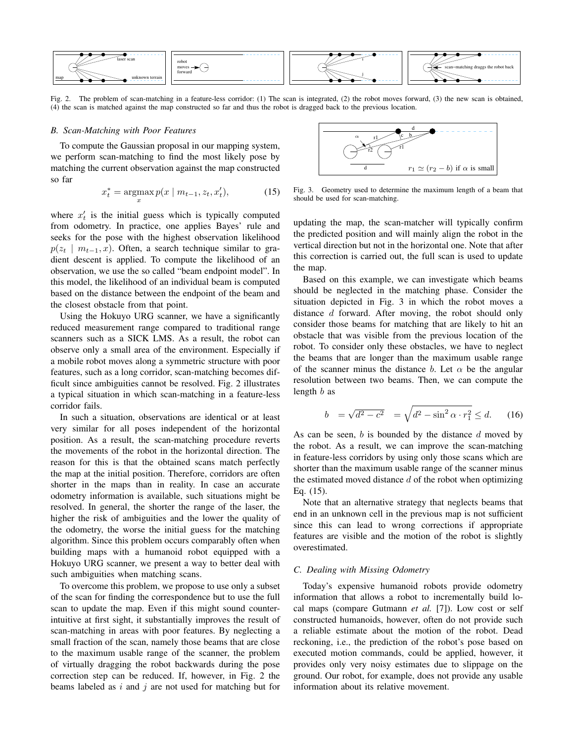Fig. 2. The problem of scan-matching in a feature-less corridor: (1) The scan is integrated, (2) the robot moves forward, (3) the new scan is obtained, (4) the scan is matched against the map constructed so far and thus the robot is dragged back to the previous location.

### B. Scan-Matching with Poor Features

To compute the Gaussian proposal in our mapping system, we perform scan-matching to find the most likely pose by matching the current observation against the map constructed so far

$$x_t^* = \operatorname*{argmax}_x p(x \mid m_{t-1}, z_t, x_t'), \tag{15}$$

where $x_t'$ is the initial guess which is typically computed from odometry. In practice, one applies Bayes' rule and seeks for the pose with the highest observation likelihood $p(z_t \mid m_{t-1}, x)$. Often, a search technique similar to gradient descent is applied. To compute the likelihood of an observation, we use the so called "beam endpoint model". In this model, the likelihood of an individual beam is computed based on the distance between the endpoint of the beam and the closest obstacle from that point.

Using the Hokuyo URG scanner, we have a significantly reduced measurement range compared to traditional range scanners such as a SICK LMS. As a result, the robot can observe only a small area of the environment. Especially if a mobile robot moves along a symmetric structure with poor features, such as a long corridor, scan-matching becomes difficult since ambiguities cannot be resolved. Fig. 2 illustrates a typical situation in which scan-matching in a feature-less corridor fails.

In such a situation, observations are identical or at least very similar for all poses independent of the horizontal position. As a result, the scan-matching procedure reverts the movements of the robot in the horizontal direction. The reason for this is that the obtained scans match perfectly the map at the initial position. Therefore, corridors are often shorter in the maps than in reality. In case an accurate odometry information is available, such situations might be resolved. In general, the shorter the range of the laser, the higher the risk of ambiguities and the lower the quality of the odometry, the worse the initial guess for the matching algorithm. Since this problem occurs comparably often when building maps with a humanoid robot equipped with a Hokuyo URG scanner, we present a way to better deal with such ambiguities when matching scans.

To overcome this problem, we propose to use only a subset of the scan for finding the correspondence but to use the full scan to update the map. Even if this might sound counter-intuitive at first sight, it substantially improves the result of scan-matching in areas with poor features. By neglecting a small fraction of the scan, namely those beams that are close to the maximum usable range of the scanner, the problem of virtually dragging the robot backwards during the pose correction step can be reduced. If, however, in Fig. 2 the beams labeled as $i$ and $j$ are not used for matching but for updating the map, the scan-matcher will typically confirm the predicted position and will mainly align the robot in the vertical direction but not in the horizontal one. Note that after this correction is carried out, the full scan is used to update the map.

Fig. 3. Geometry used to determine the maximum length of a beam that should be used for scan-matching.

Based on this example, we can investigate which beams should be neglected in the matching phase. Consider the situation depicted in Fig. 3 in which the robot moves a distance $d$ forward. After moving, the robot should only consider those beams for matching that are likely to hit an obstacle that was visible from the previous location of the robot. To consider only these obstacles, we have to neglect the beams that are longer than the maximum usable range of the scanner minus the distance $b$. Let $\alpha$ be the angular resolution between two beams. Then, we can compute the length $b$ as

$$b \;= \sqrt{d^2 - c^2} \;= \sqrt{d^2 - \sin^2 \alpha \cdot r_1^2} \leq d. \tag{16}$$

As can be seen, $b$ is bounded by the distance $d$ moved by the robot. As a result, we can improve the scan-matching in feature-less corridors by using only those scans which are shorter than the maximum usable range of the scanner minus the estimated moved distance $d$ of the robot when optimizing Eq. (15).

Note that an alternative strategy that neglects beams that end in an unknown cell in the previous map is not sufficient since this can lead to wrong corrections if appropriate features are visible and the motion of the robot is slightly overestimated.

### C. Dealing with Missing Odometry

Today's expensive humanoid robots provide odometry information that allows a robot to incrementally build local maps (compare Gutmann *et al.* [7]). Low cost or self constructed humanoids, however, often do not provide such a reliable estimate about the motion of the robot. Dead reckoning, i.e., the prediction of the robot's pose based on executed motion commands, could be applied, however, it provides only very noisy estimates due to slippage on the ground. Our robot, for example, does not provide any usable information about its relative movement.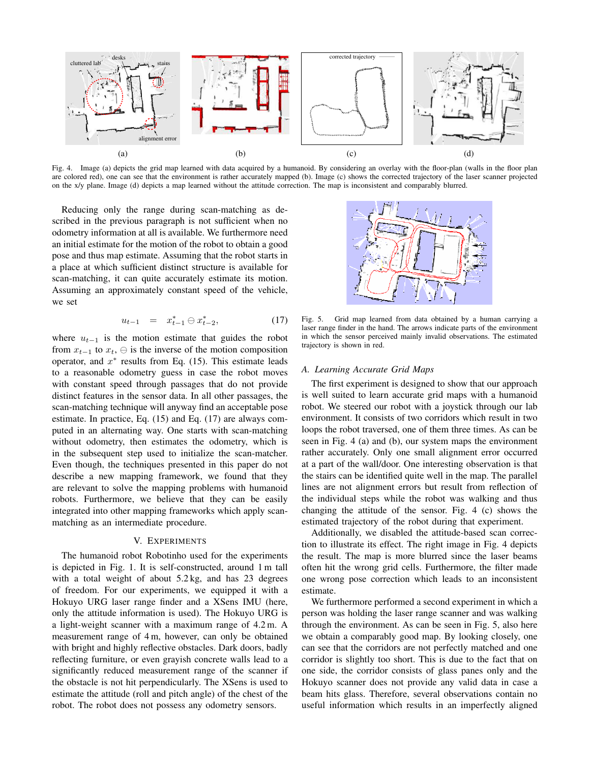Fig. 4. Image (a) depicts the grid map learned with data acquired by a humanoid. By considering an overlay with the floor-plan (walls in the floor plan are colored red), one can see that the environment is rather accurately mapped (b). Image (c) shows the corrected trajectory of the laser scanner projected on the x/y plane. Image (d) depicts a map learned without the attitude correction. The map is inconsistent and comparably blurred.

Reducing only the range during scan-matching as described in the previous paragraph is not sufficient when no odometry information at all is available. We furthermore need an initial estimate for the motion of the robot to obtain a good pose and thus map estimate. Assuming that the robot starts in a place at which sufficient distinct structure is available for scan-matching, it can quite accurately estimate its motion. Assuming an approximately constant speed of the vehicle, we set

$$u_{t-1} \quad = \quad x^*_{t-1} \ominus x^*_{t-2}, \tag{17}$$

where $u_{t-1}$ is the motion estimate that guides the robot from $x_{t-1}$ to $x_t$, $\ominus$ is the inverse of the motion composition operator, and $x^*$ results from Eq. (15). This estimate leads to a reasonable odometry guess in case the robot moves with constant speed through passages that do not provide distinct features in the sensor data. In all other passages, the scan-matching technique will anyway find an acceptable pose estimate. In practice, Eq. (15) and Eq. (17) are always computed in an alternating way. One starts with scan-matching without odometry, then estimates the odometry, which is in the subsequent step used to initialize the scan-matcher. Even though, the techniques presented in this paper do not describe a new mapping framework, we found that they are relevant to solve the mapping problems with humanoid robots. Furthermore, we believe that they can be easily integrated into other mapping frameworks which apply scan-matching as an intermediate procedure.

## V. Experiments

The humanoid robot Robotinho used for the experiments is depicted in Fig. 1. It is self-constructed, around 1 m tall with a total weight of about 5.2 kg, and has 23 degrees of freedom. For our experiments, we equipped it with a Hokuyo URG laser range finder and a XSens IMU (here, only the attitude information is used). The Hokuyo URG is a light-weight scanner with a maximum range of 4.2 m. A measurement range of 4 m, however, can only be obtained with bright and highly reflective obstacles. Dark doors, badly reflecting furniture, or even grayish concrete walls lead to a significantly reduced measurement range of the scanner if the obstacle is not hit perpendicularly. The XSens is used to estimate the attitude (roll and pitch angle) of the chest of the robot. The robot does not possess any odometry sensors.

Fig. 5. Grid map learned from data obtained by a human carrying a laser range finder in the hand. The arrows indicate parts of the environment in which the sensor perceived mainly invalid observations. The estimated trajectory is shown in red.

### A. Learning Accurate Grid Maps

The first experiment is designed to show that our approach is well suited to learn accurate grid maps with a humanoid robot. We steered our robot with a joystick through our lab environment. It consists of two corridors which result in two loops the robot traversed, one of them three times. As can be seen in Fig. 4 (a) and (b), our system maps the environment rather accurately. Only one small alignment error occurred at a part of the wall/door. One interesting observation is that the stairs can be identified quite well in the map. The parallel lines are not alignment errors but result from reflection of the individual steps while the robot was walking and thus changing the attitude of the sensor. Fig. 4 (c) shows the estimated trajectory of the robot during that experiment.

Additionally, we disabled the attitude-based scan correction to illustrate its effect. The right image in Fig. 4 depicts the result. The map is more blurred since the laser beams often hit the wrong grid cells. Furthermore, the filter made one wrong pose correction which leads to an inconsistent estimate.

We furthermore performed a second experiment in which a person was holding the laser range scanner and was walking through the environment. As can be seen in Fig. 5, also here we obtain a comparably good map. By looking closely, one can see that the corridors are not perfectly matched and one corridor is slightly too short. This is due to the fact that on one side, the corridor consists of glass panes only and the Hokuyo scanner does not provide any valid data in case a beam hits glass. Therefore, several observations contain no useful information which results in an imperfectly aligned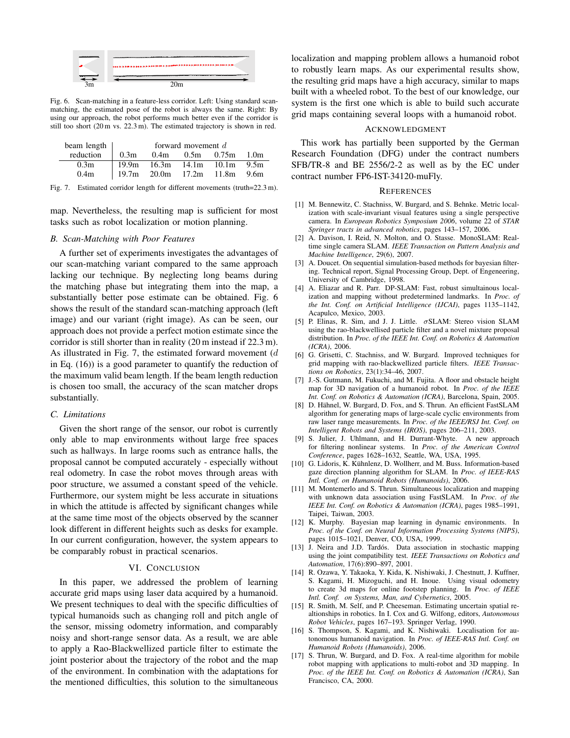3m

20m

Fig. 6. Scan-matching in a feature-less corridor. Left: Using standard scan-matching, the estimated pose of the robot is always the same. Right: By using our approach, the robot performs much better even if the corridor is still too short (20 m vs. 22.3 m). The estimated trajectory is shown in red.

| beam length reduction | forward movement $d$ | | | | |
|---|---|---|---|---|---|
| | 0.3m | 0.4m | 0.5m | 0.75m | 1.0m |
| 0.3m | 19.9m | 16.3m | 14.1m | 10.1m | 9.5m |
| 0.4m | 19.7m | 20.0m | 17.2m | 11.8m | 9.6m |

Fig. 7. Estimated corridor length for different movements (truth=22.3 m).

map. Nevertheless, the resulting map is sufficient for most tasks such as robot localization or motion planning.

### B. Scan-Matching with Poor Features

A further set of experiments investigates the advantages of our scan-matching variant compared to the same approach lacking our technique. By neglecting long beams during the matching phase but integrating them into the map, a substantially better pose estimate can be obtained. Fig. 6 shows the result of the standard scan-matching approach (left image) and our variant (right image). As can be seen, our approach does not provide a perfect motion estimate since the corridor is still shorter than in reality (20 m instead if 22.3 m). As illustrated in Fig. 7, the estimated forward movement ($d$ in Eq. (16)) is a good parameter to quantify the reduction of the maximum valid beam length. If the beam length reduction is chosen too small, the accuracy of the scan matcher drops substantially.

### C. Limitations

Given the short range of the sensor, our robot is currently only able to map environments without large free spaces such as hallways. In large rooms such as entrance halls, the proposal cannot be computed accurately - especially without real odometry. In case the robot moves through areas with poor structure, we assumed a constant speed of the vehicle. Furthermore, our system might be less accurate in situations in which the attitude is affected by significant changes while at the same time most of the objects observed by the scanner look different in different heights such as desks for example. In our current configuration, however, the system appears to be comparably robust in practical scenarios.

## VI. Conclusion

In this paper, we addressed the problem of learning accurate grid maps using laser data acquired by a humanoid. We present techniques to deal with the specific difficulties of typical humanoids such as changing roll and pitch angle of the sensor, missing odometry information, and comparably noisy and short-range sensor data. As a result, we are able to apply a Rao-Blackwellized particle filter to estimate the joint posterior about the trajectory of the robot and the map of the environment. In combination with the adaptations for the mentioned difficulties, this solution to the simultaneous localization and mapping problem allows a humanoid robot to robustly learn maps. As our experimental results show, the resulting grid maps have a high accuracy, similar to maps built with a wheeled robot. To the best of our knowledge, our system is the first one which is able to build such accurate grid maps containing several loops with a humanoid robot.

## Acknowledgment

This work has partially been supported by the German Research Foundation (DFG) under the contract numbers SFB/TR-8 and BE 2556/2-2 as well as by the EC under contract number FP6-IST-34120-muFly.

## References

[1] M. Bennewitz, C. Stachniss, W. Burgard, and S. Behnke. Metric localization with scale-invariant visual features using a single perspective camera. In *European Robotics Symposium 2006*, volume 22 of *STAR Springer tracts in advanced robotics*, pages 143–157, 2006.

[2] A. Davison, I. Reid, N. Molton, and O. Stasse. MonoSLAM: Real-time single camera SLAM. *IEEE Transaction on Pattern Analysis and Machine Intelligence*, 29(6), 2007.

[3] A. Doucet. On sequential simulation-based methods for bayesian filtering. Technical report, Signal Processing Group, Dept. of Engeneering, University of Cambridge, 1998.

[4] A. Eliazar and R. Parr. DP-SLAM: Fast, robust simultainous localization and mapping without predetermined landmarks. In *Proc. of the Int. Conf. on Artificial Intelligence (IJCAI)*, pages 1135–1142, Acapulco, Mexico, 2003.

[5] P. Elinas, R. Sim, and J. J. Little. $\sigma$SLAM: Stereo vision SLAM using the rao-blackwellised particle filter and a novel mixture proposal distribution. In *Proc. of the IEEE Int. Conf. on Robotics & Automation (ICRA)*, 2006.

[6] G. Grisetti, C. Stachniss, and W. Burgard. Improved techniques for grid mapping with rao-blackwellized particle filters. *IEEE Transactions on Robotics*, 23(1):34–46, 2007.

[7] J.-S. Gutmann, M. Fukuchi, and M. Fujita. A floor and obstacle height map for 3D navigation of a humanoid robot. In *Proc. of the IEEE Int. Conf. on Robotics & Automation (ICRA)*, Barcelona, Spain, 2005.

[8] D. Hähnel, W. Burgard, D. Fox, and S. Thrun. An efficient FastSLAM algorithm for generating maps of large-scale cyclic environments from raw laser range measurements. In *Proc. of the IEEE/RSJ Int. Conf. on Intelligent Robots and Systems (IROS)*, pages 206–211, 2003.

[9] S. Julier, J. Uhlmann, and H. Durrant-Whyte. A new approach for filtering nonlinear systems. In *Proc. of the American Control Conference*, pages 1628–1632, Seattle, WA, USA, 1995.

[10] G. Lidoris, K. Kühnlenz, D. Wollherr, and M. Buss. Information-based gaze direction planning algorithm for SLAM. In *Proc. of IEEE-RAS Intl. Conf. on Humanoid Robots (Humanoids)*, 2006.

[11] M. Montemerlo and S. Thrun. Simultaneous localization and mapping with unknown data association using FastSLAM. In *Proc. of the IEEE Int. Conf. on Robotics & Automation (ICRA)*, pages 1985–1991, Taipei, Taiwan, 2003.

[12] K. Murphy. Bayesian map learning in dynamic environments. In *Proc. of the Conf. on Neural Information Processing Systems (NIPS)*, pages 1015–1021, Denver, CO, USA, 1999.

[13] J. Neira and J.D. Tardós. Data association in stochastic mapping using the joint compatibility test. *IEEE Transactions on Robotics and Automation*, 17(6):890–897, 2001.

[14] R. Ozawa, Y. Takaoka, Y. Kida, K. Nishiwaki, J. Chestnutt, J. Kuffner, S. Kagami, H. Mizoguchi, and H. Inoue. Using visual odometry to create 3d maps for online footstep planning. In *Proc. of IEEE Intl. Conf. on Systems, Man, and Cybernetics*, 2005.

[15] R. Smith, M. Self, and P. Cheeseman. Estimating uncertain spatial realtionships in robotics. In I. Cox and G. Wilfong, editors, *Autonomous Robot Vehicles*, pages 167–193. Springer Verlag, 1990.

[16] S. Thompson, S. Kagami, and K. Nishiwaki. Localisation for autonomous humanoid navigation. In *Proc. of IEEE-RAS Intl. Conf. on Humanoid Robots (Humanoids)*, 2006.

[17] S. Thrun, W. Burgard, and D. Fox. A real-time algorithm for mobile robot mapping with applications to multi-robot and 3D mapping. In *Proc. of the IEEE Int. Conf. on Robotics & Automation (ICRA)*, San Francisco, CA, 2000.